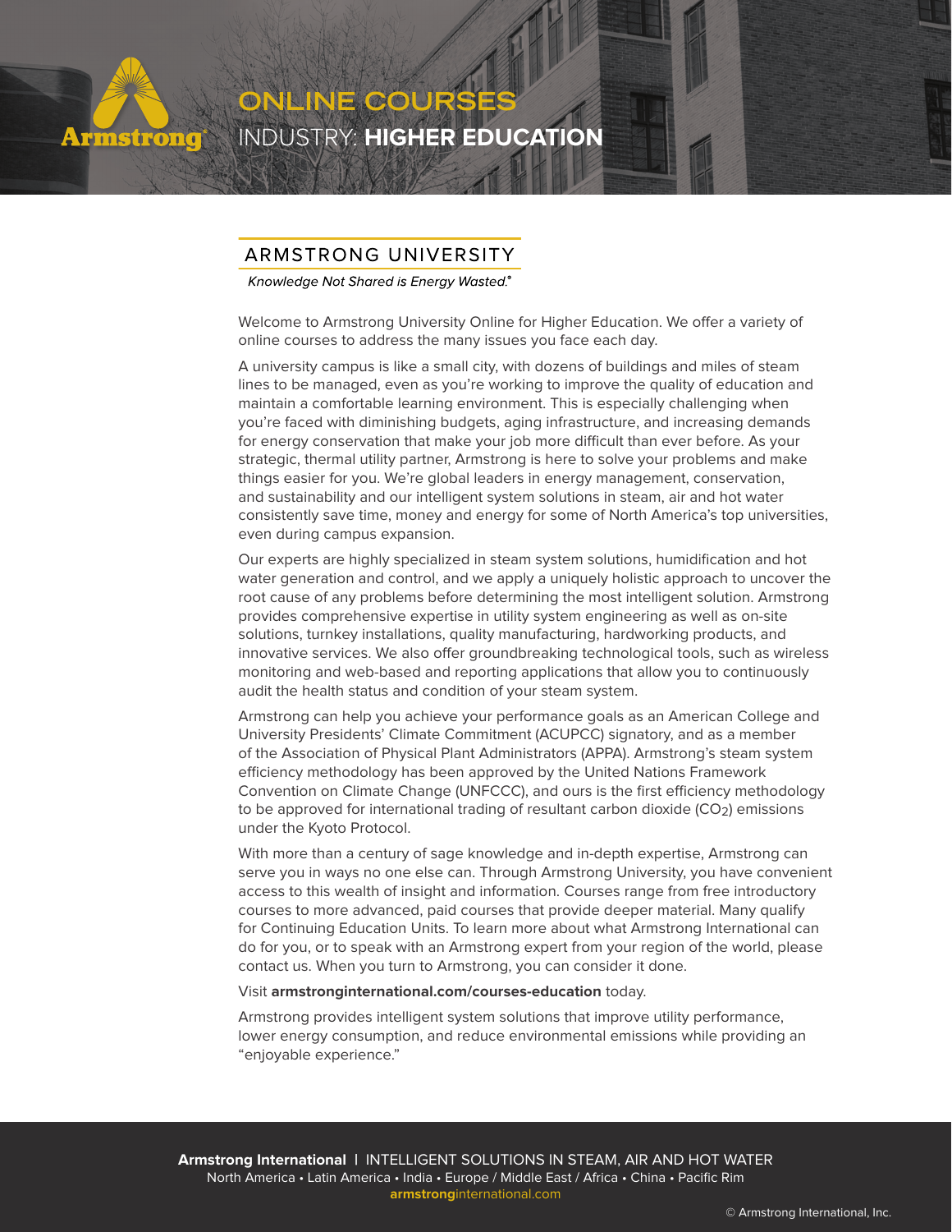Armstrong

# ONLINE COURSES

## INDUSTRY: **HIGHER EDUCATION**

## ARMSTRONG UNIVERSITY

*Knowledge Not Shared is Energy Wasted.*®

Welcome to Armstrong University Online for Higher Education. We offer a variety of online courses to address the many issues you face each day.

A university campus is like a small city, with dozens of buildings and miles of steam lines to be managed, even as you're working to improve the quality of education and maintain a comfortable learning environment. This is especially challenging when you're faced with diminishing budgets, aging infrastructure, and increasing demands for energy conservation that make your job more difficult than ever before. As your strategic, thermal utility partner, Armstrong is here to solve your problems and make things easier for you. We're global leaders in energy management, conservation, and sustainability and our intelligent system solutions in steam, air and hot water consistently save time, money and energy for some of North America's top universities, even during campus expansion.

Our experts are highly specialized in steam system solutions, humidification and hot water generation and control, and we apply a uniquely holistic approach to uncover the root cause of any problems before determining the most intelligent solution. Armstrong provides comprehensive expertise in utility system engineering as well as on-site solutions, turnkey installations, quality manufacturing, hardworking products, and innovative services. We also offer groundbreaking technological tools, such as wireless monitoring and web-based and reporting applications that allow you to continuously audit the health status and condition of your steam system.

Armstrong can help you achieve your performance goals as an American College and University Presidents' Climate Commitment (ACUPCC) signatory, and as a member of the Association of Physical Plant Administrators (APPA). Armstrong's steam system efficiency methodology has been approved by the United Nations Framework Convention on Climate Change (UNFCCC), and ours is the first efficiency methodology to be approved for international trading of resultant carbon dioxide ($CO_2$) emissions under the Kyoto Protocol.

With more than a century of sage knowledge and in-depth expertise, Armstrong can serve you in ways no one else can. Through Armstrong University, you have convenient access to this wealth of insight and information. Courses range from free introductory courses to more advanced, paid courses that provide deeper material. Many qualify for Continuing Education Units. To learn more about what Armstrong International can do for you, or to speak with an Armstrong expert from your region of the world, please contact us. When you turn to Armstrong, you can consider it done.

Visit **armstronginternational.com/courses-education** today.

Armstrong provides intelligent system solutions that improve utility performance, lower energy consumption, and reduce environmental emissions while providing an "enjoyable experience."

**Armstrong International** | INTELLIGENT SOLUTIONS IN STEAM, AIR AND HOT WATER
North America • Latin America • India • Europe / Middle East / Africa • China • Pacific Rim
**armstrong**international.com

© Armstrong International, Inc.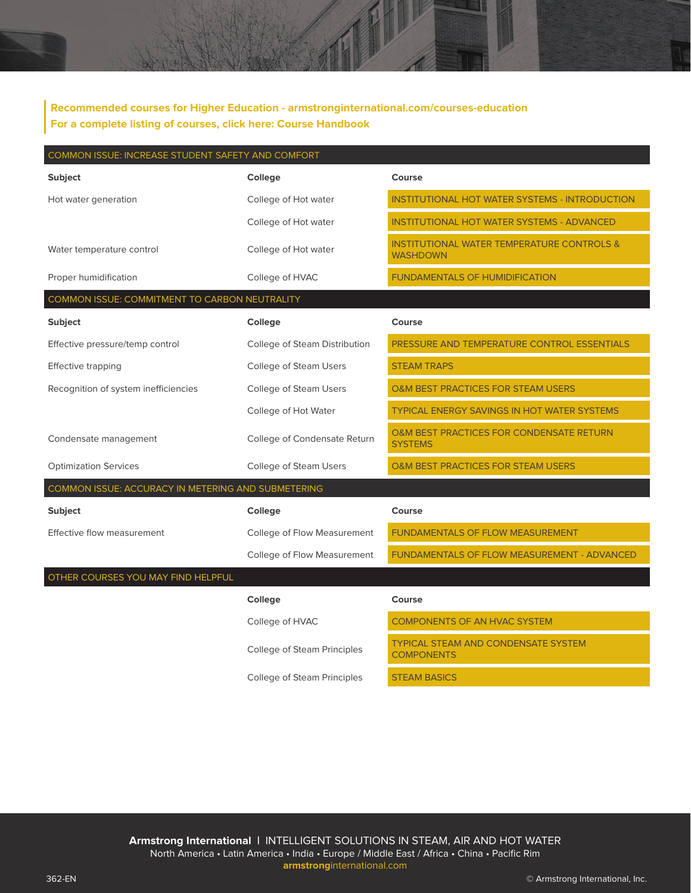**Recommended courses for Higher Education - armstronginternational.com/courses-education**
**For a complete listing of courses, click here: Course Handbook**

| COMMON ISSUE: INCREASE STUDENT SAFETY AND COMFORT | | |
|---|---|---|
| **Subject** | **College** | **Course** |
| Hot water generation | College of Hot water | INSTITUTIONAL HOT WATER SYSTEMS - INTRODUCTION |
| | College of Hot water | INSTITUTIONAL HOT WATER SYSTEMS - ADVANCED |
| Water temperature control | College of Hot water | INSTITUTIONAL WATER TEMPERATURE CONTROLS & WASHDOWN |
| Proper humidification | College of HVAC | FUNDAMENTALS OF HUMIDIFICATION |

| COMMON ISSUE: COMMITMENT TO CARBON NEUTRALITY | | |
|---|---|---|
| **Subject** | **College** | **Course** |
| Effective pressure/temp control | College of Steam Distribution | PRESSURE AND TEMPERATURE CONTROL ESSENTIALS |
| Effective trapping | College of Steam Users | STEAM TRAPS |
| Recognition of system inefficiencies | College of Steam Users | O&M BEST PRACTICES FOR STEAM USERS |
| | College of Hot Water | TYPICAL ENERGY SAVINGS IN HOT WATER SYSTEMS |
| Condensate management | College of Condensate Return | O&M BEST PRACTICES FOR CONDENSATE RETURN SYSTEMS |
| Optimization Services | College of Steam Users | O&M BEST PRACTICES FOR STEAM USERS |

| COMMON ISSUE: ACCURACY IN METERING AND SUBMETERING | | |
|---|---|---|
| **Subject** | **College** | **Course** |
| Effective flow measurement | College of Flow Measurement | FUNDAMENTALS OF FLOW MEASUREMENT |
| | College of Flow Measurement | FUNDAMENTALS OF FLOW MEASUREMENT - ADVANCED |

| OTHER COURSES YOU MAY FIND HELPFUL | | |
|---|---|---|
| | **College** | **Course** |
| | College of HVAC | COMPONENTS OF AN HVAC SYSTEM |
| | College of Steam Principles | TYPICAL STEAM AND CONDENSATE SYSTEM COMPONENTS |
| | College of Steam Principles | STEAM BASICS |

**Armstrong International** | INTELLIGENT SOLUTIONS IN STEAM, AIR AND HOT WATER
North America • Latin America • India • Europe / Middle East / Africa • China • Pacific Rim
armstronginternational.com

362-EN

© Armstrong International, Inc.